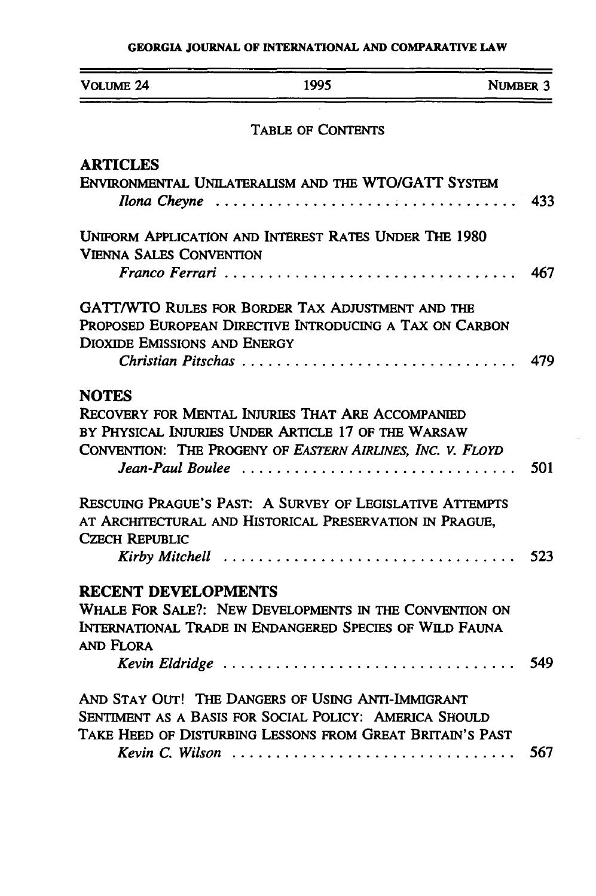GEORGIA JOURNAL OF INTERNATIONAL AND COMPARATIVE LAW

VOLUME 24 | 1995 | NUMBER 3

TABLE OF CONTENTS

## ARTICLES

ENVIRONMENTAL UNILATERALISM AND THE WTO/GATT SYSTEM
*Ilona Cheyne* .................................... 433

UNIFORM APPLICATION AND INTEREST RATES UNDER THE 1980 VIENNA SALES CONVENTION
*Franco Ferrari* .................................... 467

GATT/WTO RULES FOR BORDER TAX ADJUSTMENT AND THE PROPOSED EUROPEAN DIRECTIVE INTRODUCING A TAX ON CARBON DIOXIDE EMISSIONS AND ENERGY
*Christian Pitschas* .................................... 479

## NOTES

RECOVERY FOR MENTAL INJURIES THAT ARE ACCOMPANIED BY PHYSICAL INJURIES UNDER ARTICLE 17 OF THE WARSAW CONVENTION: THE PROGENY OF *EASTERN AIRLINES, INC. V. FLOYD*
*Jean-Paul Boulee* .................................... 501

RESCUING PRAGUE'S PAST: A SURVEY OF LEGISLATIVE ATTEMPTS AT ARCHITECTURAL AND HISTORICAL PRESERVATION IN PRAGUE, CZECH REPUBLIC
*Kirby Mitchell* .................................... 523

## RECENT DEVELOPMENTS

WHALE FOR SALE?: NEW DEVELOPMENTS IN THE CONVENTION ON INTERNATIONAL TRADE IN ENDANGERED SPECIES OF WILD FAUNA AND FLORA
*Kevin Eldridge* .................................... 549

AND STAY OUT! THE DANGERS OF USING ANTI-IMMIGRANT SENTIMENT AS A BASIS FOR SOCIAL POLICY: AMERICA SHOULD TAKE HEED OF DISTURBING LESSONS FROM GREAT BRITAIN'S PAST
*Kevin C. Wilson* .................................... 567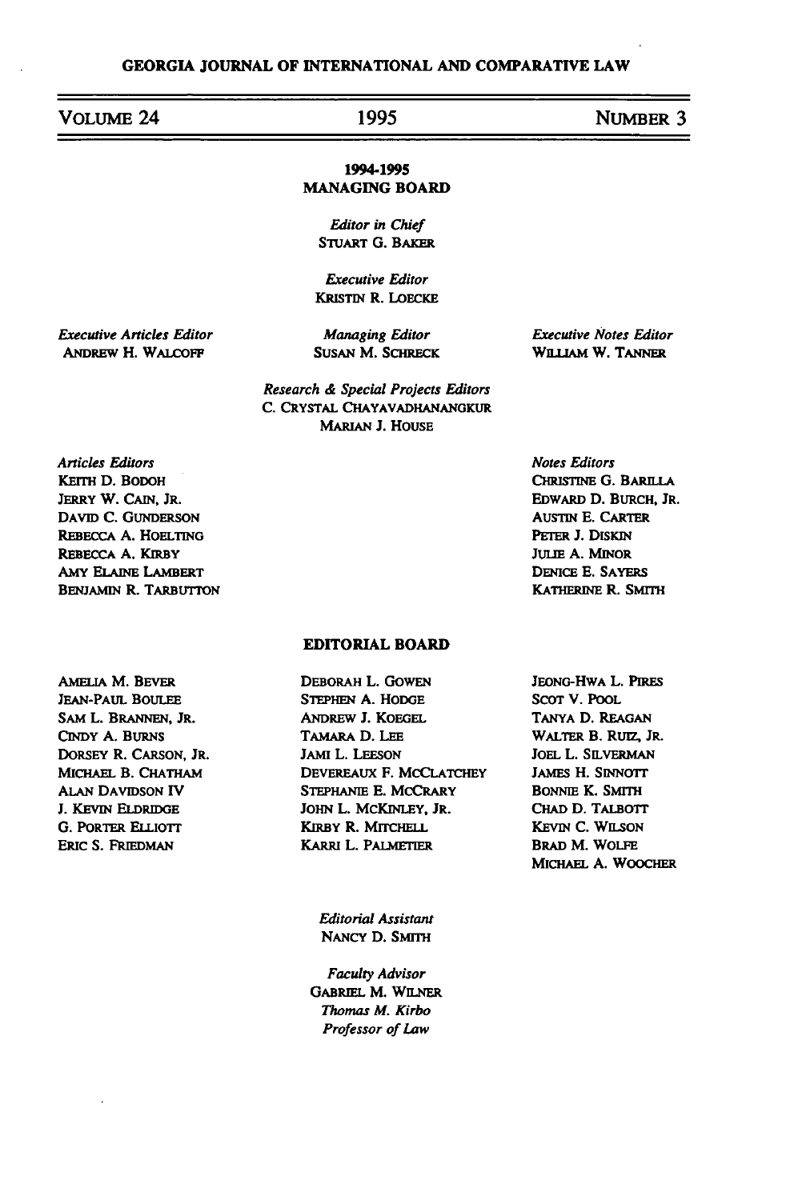# GEORGIA JOURNAL OF INTERNATIONAL AND COMPARATIVE LAW

VOLUME 24 — 1995 — NUMBER 3

## 1994-1995 MANAGING BOARD

*Editor in Chief*
STUART G. BAKER

*Executive Editor*
KRISTIN R. LOECKE

*Executive Articles Editor*
ANDREW H. WALCOFF

*Managing Editor*
SUSAN M. SCHRECK

*Executive Notes Editor*
WILLIAM W. TANNER

*Research & Special Projects Editors*
C. CRYSTAL CHAYAVADHANANGKUR
MARIAN J. HOUSE

*Articles Editors*
KEITH D. BODOH
JERRY W. CAIN, JR.
DAVID C. GUNDERSON
REBECCA A. HOELTING
REBECCA A. KIRBY
AMY ELAINE LAMBERT
BENJAMIN R. TARBUTTON

*Notes Editors*
CHRISTINE G. BARILLA
EDWARD D. BURCH, JR.
AUSTIN E. CARTER
PETER J. DISKIN
JULIE A. MINOR
DENICE E. SAYERS
KATHERINE R. SMITH

## EDITORIAL BOARD

AMELIA M. BEVER
JEAN-PAUL BOULEE
SAM L. BRANNEN, JR.
CINDY A. BURNS
DORSEY R. CARSON, JR.
MICHAEL B. CHATHAM
ALAN DAVIDSON IV
J. KEVIN ELDRIDGE
G. PORTER ELLIOTT
ERIC S. FRIEDMAN
DEBORAH L. GOWEN
STEPHEN A. HODGE
ANDREW J. KOEGEL
TAMARA D. LEE
JAMI L. LEESON
DEVEREAUX F. MCCLATCHEY
STEPHANIE E. MCCRARY
JOHN L. MCKINLEY, JR.
KIRBY R. MITCHELL
KARRI L. PALMETIER
JEONG-HWA L. PIRES
SCOT V. POOL
TANYA D. REAGAN
WALTER B. RUIZ, JR.
JOEL L. SILVERMAN
JAMES H. SINNOTT
BONNIE K. SMITH
CHAD D. TALBOTT
KEVIN C. WILSON
BRAD M. WOLFE
MICHAEL A. WOOCHER

*Editorial Assistant*
NANCY D. SMITH

*Faculty Advisor*
GABRIEL M. WILNER
*Thomas M. Kirbo Professor of Law*